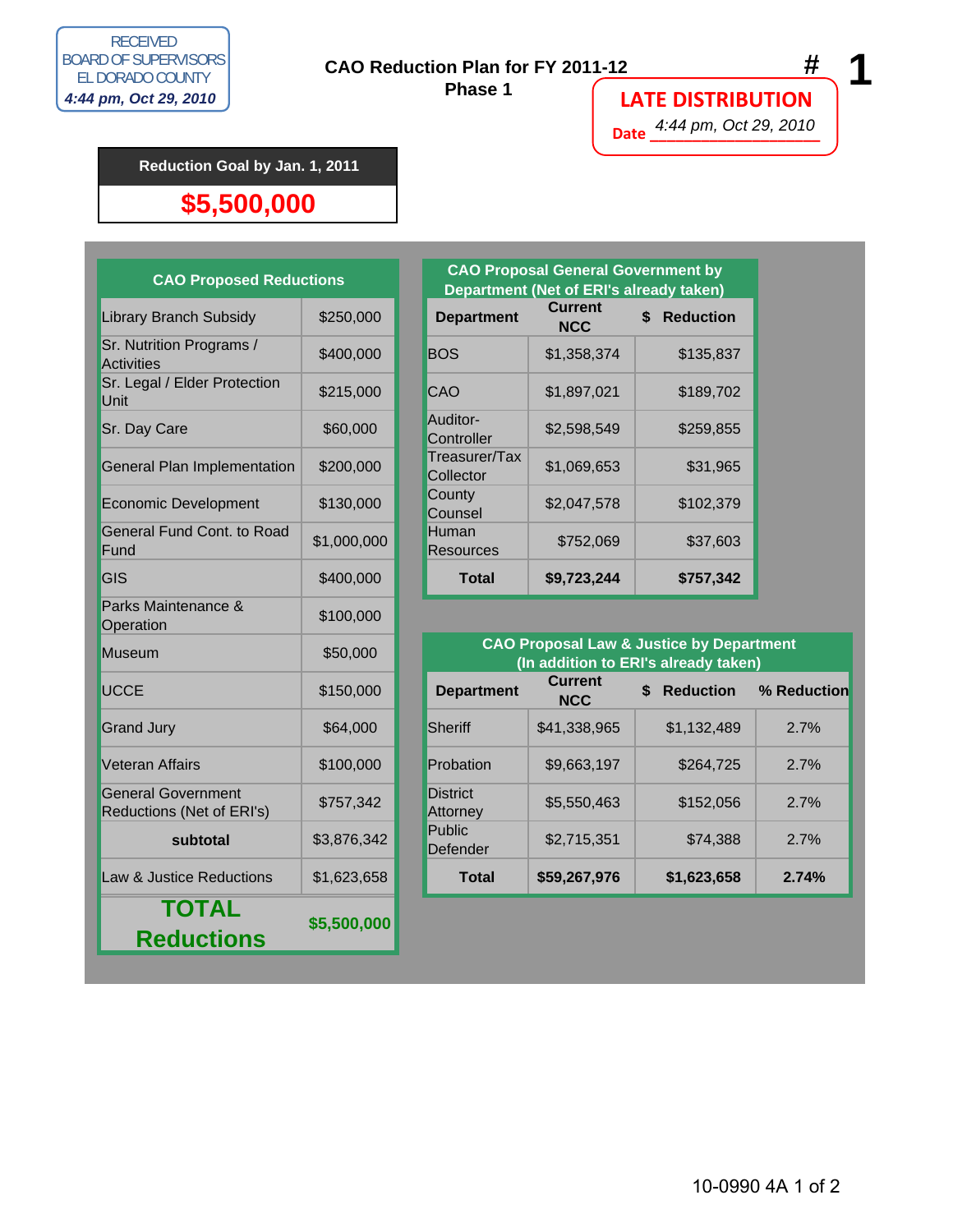RECEIVED
BOARD OF SUPERVISORS
EL DORADO COUNTY
*4:44 pm, Oct 29, 2010*

# CAO Reduction Plan for FY 2011-12
## Phase 1

\# 1

**LATE DISTRIBUTION**

Date *4:44 pm, Oct 29, 2010*

| Reduction Goal by Jan. 1, 2011 |
|---|
| **$5,500,000** |

| CAO Proposed Reductions | |
|---|---|
| Library Branch Subsidy | $250,000 |
| Sr. Nutrition Programs / Activities | $400,000 |
| Sr. Legal / Elder Protection Unit | $215,000 |
| Sr. Day Care | $60,000 |
| General Plan Implementation | $200,000 |
| Economic Development | $130,000 |
| General Fund Cont. to Road Fund | $1,000,000 |
| GIS | $400,000 |
| Parks Maintenance & Operation | $100,000 |
| Museum | $50,000 |
| UCCE | $150,000 |
| Grand Jury | $64,000 |
| Veteran Affairs | $100,000 |
| General Government Reductions (Net of ERI's) | $757,342 |
| **subtotal** | $3,876,342 |
| Law & Justice Reductions | $1,623,658 |
| **TOTAL Reductions** | **$5,500,000** |

**CAO Proposal General Government by Department (Net of ERI's already taken)**

| Department | Current NCC | $ Reduction |
|---|---|---|
| BOS | $1,358,374 | $135,837 |
| CAO | $1,897,021 | $189,702 |
| Auditor-Controller | $2,598,549 | $259,855 |
| Treasurer/Tax Collector | $1,069,653 | $31,965 |
| County Counsel | $2,047,578 | $102,379 |
| Human Resources | $752,069 | $37,603 |
| **Total** | **$9,723,244** | **$757,342** |

**CAO Proposal Law & Justice by Department (In addition to ERI's already taken)**

| Department | Current NCC | $ Reduction | % Reduction |
|---|---|---|---|
| Sheriff | $41,338,965 | $1,132,489 | 2.7% |
| Probation | $9,663,197 | $264,725 | 2.7% |
| District Attorney | $5,550,463 | $152,056 | 2.7% |
| Public Defender | $2,715,351 | $74,388 | 2.7% |
| **Total** | **$59,267,976** | **$1,623,658** | **2.74%** |

10-0990 4A 1 of 2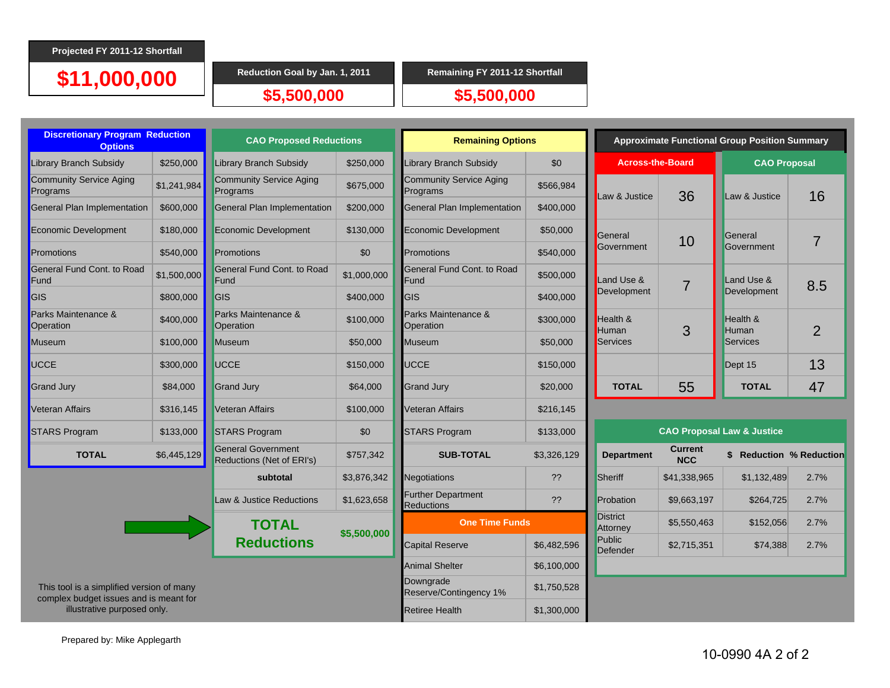| Projected FY 2011-12 Shortfall | Reduction Goal by Jan. 1, 2011 | Remaining FY 2011-12 Shortfall |
|---|---|---|
| $11,000,000 | $5,500,000 | $5,500,000 |

## Discretionary Program Reduction Options

| Program | Amount |
|---|---|
| Library Branch Subsidy | $250,000 |
| Community Service Aging Programs | $1,241,984 |
| General Plan Implementation | $600,000 |
| Economic Development | $180,000 |
| Promotions | $540,000 |
| General Fund Cont. to Road Fund | $1,500,000 |
| GIS | $800,000 |
| Parks Maintenance & Operation | $400,000 |
| Museum | $100,000 |
| UCCE | $300,000 |
| Grand Jury | $84,000 |
| Veteran Affairs | $316,145 |
| STARS Program | $133,000 |
| **TOTAL** | $6,445,129 |

## CAO Proposed Reductions

| Program | Amount |
|---|---|
| Library Branch Subsidy | $250,000 |
| Community Service Aging Programs | $675,000 |
| General Plan Implementation | $200,000 |
| Economic Development | $130,000 |
| Promotions | $0 |
| General Fund Cont. to Road Fund | $1,000,000 |
| GIS | $400,000 |
| Parks Maintenance & Operation | $100,000 |
| Museum | $50,000 |
| UCCE | $150,000 |
| Grand Jury | $64,000 |
| Veteran Affairs | $100,000 |
| STARS Program | $0 |
| General Government Reductions (Net of ERI's) | $757,342 |
| **subtotal** | $3,876,342 |
| Law & Justice Reductions | $1,623,658 |
| **TOTAL Reductions** | $5,500,000 |

## Remaining Options

| Program | Amount |
|---|---|
| Library Branch Subsidy | $0 |
| Community Service Aging Programs | $566,984 |
| General Plan Implementation | $400,000 |
| Economic Development | $50,000 |
| Promotions | $540,000 |
| General Fund Cont. to Road Fund | $500,000 |
| GIS | $400,000 |
| Parks Maintenance & Operation | $300,000 |
| Museum | $50,000 |
| UCCE | $150,000 |
| Grand Jury | $20,000 |
| Veteran Affairs | $216,145 |
| STARS Program | $133,000 |
| **SUB-TOTAL** | $3,326,129 |
| Negotiations | ?? |
| Further Department Reductions | ?? |

## One Time Funds

| Fund | Amount |
|---|---|
| Capital Reserve | $6,482,596 |
| Animal Shelter | $6,100,000 |
| Downgrade Reserve/Contingency 1% | $1,750,528 |
| Retiree Health | $1,300,000 |

## Approximate Functional Group Position Summary

| Across-the-Board | | CAO Proposal | |
|---|---|---|---|
| Law & Justice | 36 | Law & Justice | 16 |
| General Government | 10 | General Government | 7 |
| Land Use & Development | 7 | Land Use & Development | 8.5 |
| Health & Human Services | 3 | Health & Human Services | 2 |
| | | Dept 15 | 13 |
| **TOTAL** | 55 | **TOTAL** | 47 |

## CAO Proposal Law & Justice

| Department | Current NCC | $ Reduction | % Reduction |
|---|---|---|---|
| Sheriff | $41,338,965 | $1,132,489 | 2.7% |
| Probation | $9,663,197 | $264,725 | 2.7% |
| District Attorney | $5,550,463 | $152,056 | 2.7% |
| Public Defender | $2,715,351 | $74,388 | 2.7% |

This tool is a simplified version of many complex budget issues and is meant for illustrative purposed only.

Prepared by: Mike Applegarth

10-0990 4A 2 of 2